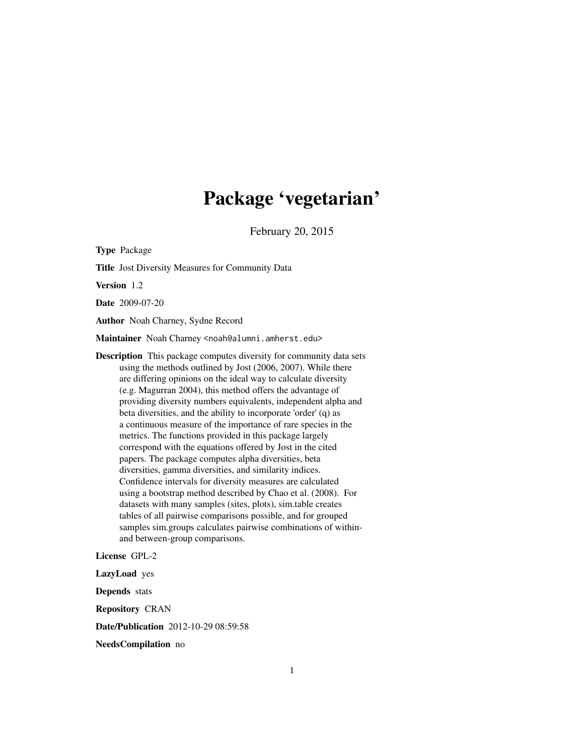# Package 'vegetarian'

February 20, 2015

**Type** Package

**Title** Jost Diversity Measures for Community Data

**Version** 1.2

**Date** 2009-07-20

**Author** Noah Charney, Sydne Record

**Maintainer** Noah Charney <noah@alumni.amherst.edu>

**Description** This package computes diversity for community data sets using the methods outlined by Jost (2006, 2007). While there are differing opinions on the ideal way to calculate diversity (e.g. Magurran 2004), this method offers the advantage of providing diversity numbers equivalents, independent alpha and beta diversities, and the ability to incorporate 'order' (q) as a continuous measure of the importance of rare species in the metrics. The functions provided in this package largely correspond with the equations offered by Jost in the cited papers. The package computes alpha diversities, beta diversities, gamma diversities, and similarity indices. Confidence intervals for diversity measures are calculated using a bootstrap method described by Chao et al. (2008). For datasets with many samples (sites, plots), sim.table creates tables of all pairwise comparisons possible, and for grouped samples sim.groups calculates pairwise combinations of within- and between-group comparisons.

**License** GPL-2

**LazyLoad** yes

**Depends** stats

**Repository** CRAN

**Date/Publication** 2012-10-29 08:59:58

**NeedsCompilation** no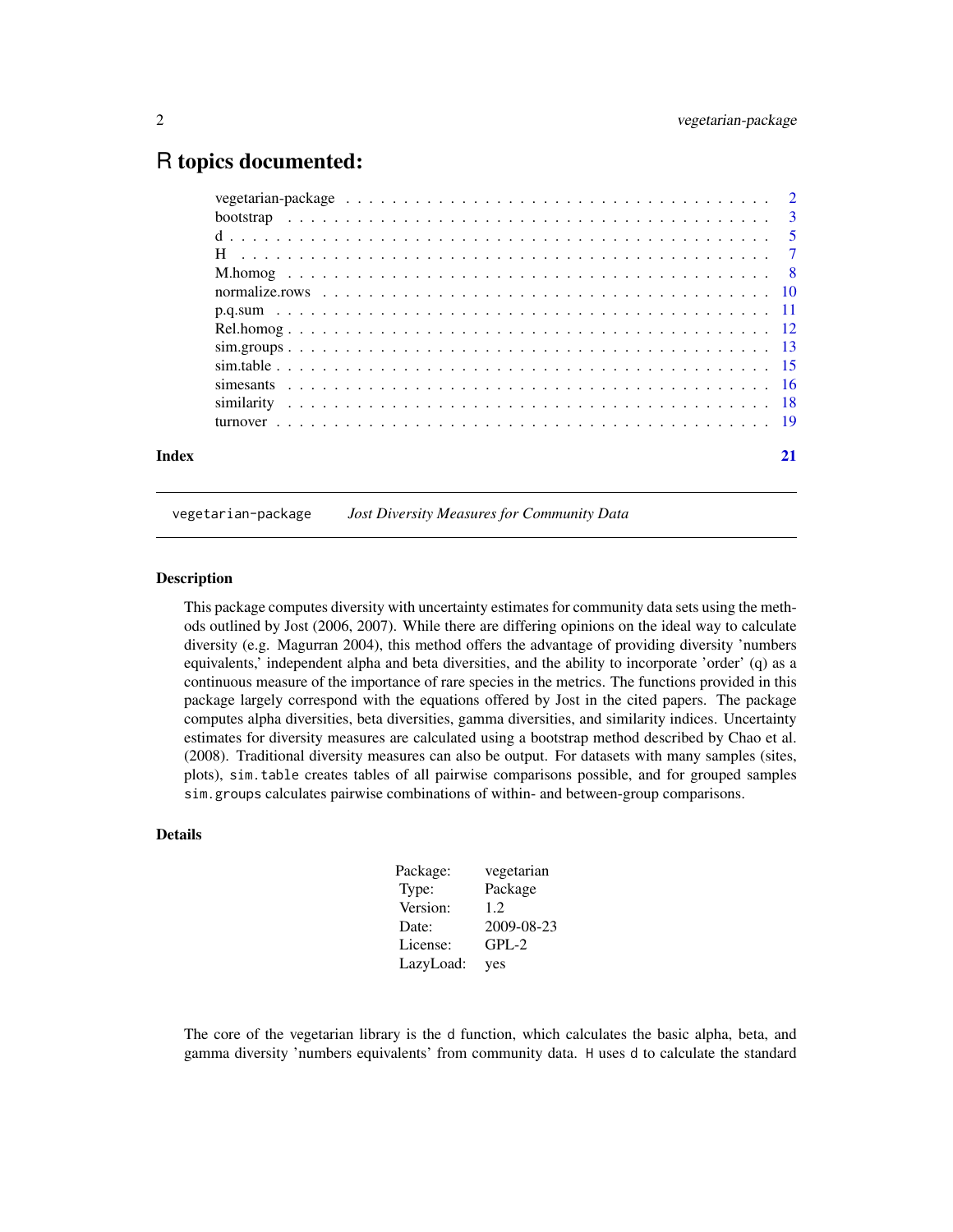# R topics documented:

| | |
|---|---|
| vegetarian-package | 2 |
| bootstrap | 3 |
| d | 5 |
| H | 7 |
| M.homog | 8 |
| normalize.rows | 10 |
| p.q.sum | 11 |
| Rel.homog | 12 |
| sim.groups | 13 |
| sim.table | 15 |
| simesants | 16 |
| similarity | 18 |
| turnover | 19 |
| **Index** | **21** |

---

`vegetarian-package` *Jost Diversity Measures for Community Data*

---

### Description

This package computes diversity with uncertainty estimates for community data sets using the methods outlined by Jost (2006, 2007). While there are differing opinions on the ideal way to calculate diversity (e.g. Magurran 2004), this method offers the advantage of providing diversity 'numbers equivalents,' independent alpha and beta diversities, and the ability to incorporate 'order' (q) as a continuous measure of the importance of rare species in the metrics. The functions provided in this package largely correspond with the equations offered by Jost in the cited papers. The package computes alpha diversities, beta diversities, gamma diversities, and similarity indices. Uncertainty estimates for diversity measures are calculated using a bootstrap method described by Chao et al. (2008). Traditional diversity measures can also be output. For datasets with many samples (sites, plots), `sim.table` creates tables of all pairwise comparisons possible, and for grouped samples `sim.groups` calculates pairwise combinations of within- and between-group comparisons.

### Details

| | |
|---|---|
| Package: | vegetarian |
| Type: | Package |
| Version: | 1.2 |
| Date: | 2009-08-23 |
| License: | GPL-2 |
| LazyLoad: | yes |

The core of the vegetarian library is the `d` function, which calculates the basic alpha, beta, and gamma diversity 'numbers equivalents' from community data. `H` uses `d` to calculate the standard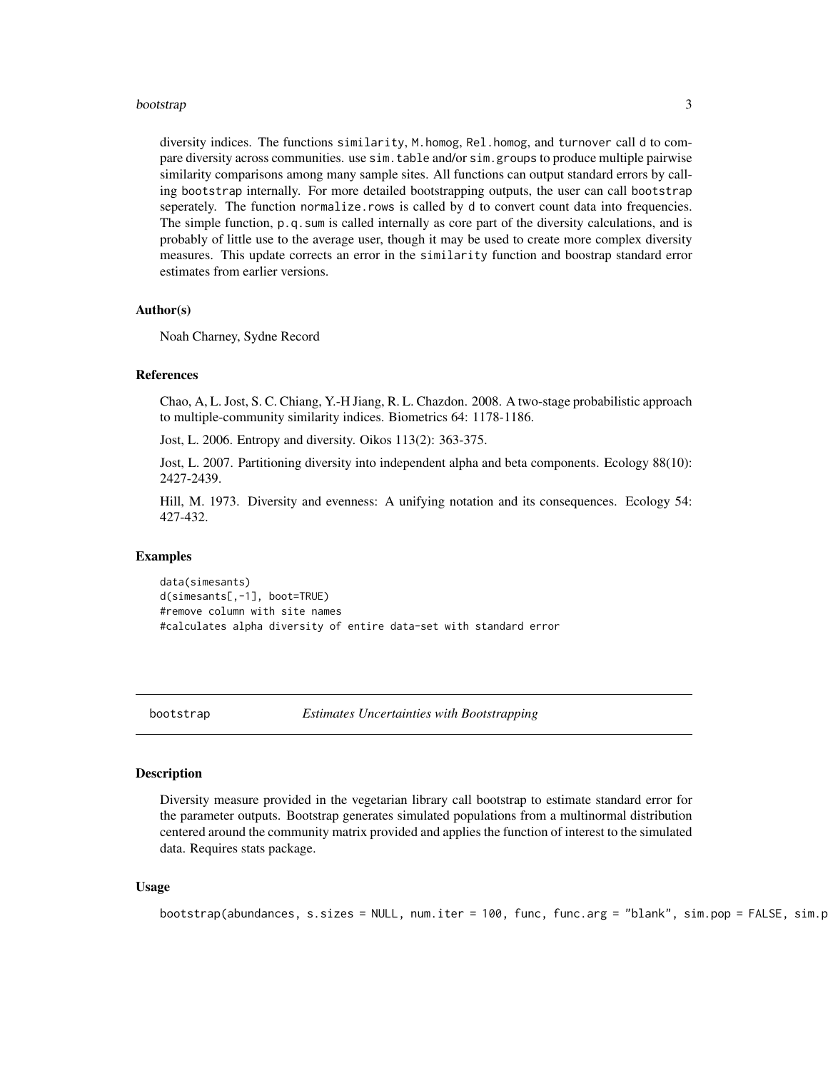diversity indices. The functions `similarity`, `M.homog`, `Rel.homog`, and `turnover` call `d` to compare diversity across communities. use `sim.table` and/or `sim.groups` to produce multiple pairwise similarity comparisons among many sample sites. All functions can output standard errors by calling `bootstrap` internally. For more detailed bootstrapping outputs, the user can call `bootstrap` seperately. The function `normalize.rows` is called by `d` to convert count data into frequencies. The simple function, `p.q.sum` is called internally as core part of the diversity calculations, and is probably of little use to the average user, though it may be used to create more complex diversity measures. This update corrects an error in the `similarity` function and boostrap standard error estimates from earlier versions.

### Author(s)

Noah Charney, Sydne Record

### References

Chao, A, L. Jost, S. C. Chiang, Y.-H Jiang, R. L. Chazdon. 2008. A two-stage probabilistic approach to multiple-community similarity indices. Biometrics 64: 1178-1186.

Jost, L. 2006. Entropy and diversity. Oikos 113(2): 363-375.

Jost, L. 2007. Partitioning diversity into independent alpha and beta components. Ecology 88(10): 2427-2439.

Hill, M. 1973. Diversity and evenness: A unifying notation and its consequences. Ecology 54: 427-432.

### Examples

```
data(simesants)
d(simesants[,-1], boot=TRUE)
#remove column with site names
#calculates alpha diversity of entire data-set with standard error
```

---

## bootstrap — *Estimates Uncertainties with Bootstrapping*

### Description

Diversity measure provided in the vegetarian library call bootstrap to estimate standard error for the parameter outputs. Bootstrap generates simulated populations from a multinormal distribution centered around the community matrix provided and applies the function of interest to the simulated data. Requires stats package.

### Usage

```
bootstrap(abundances, s.sizes = NULL, num.iter = 100, func, func.arg = "blank", sim.pop = FALSE, sim.p
```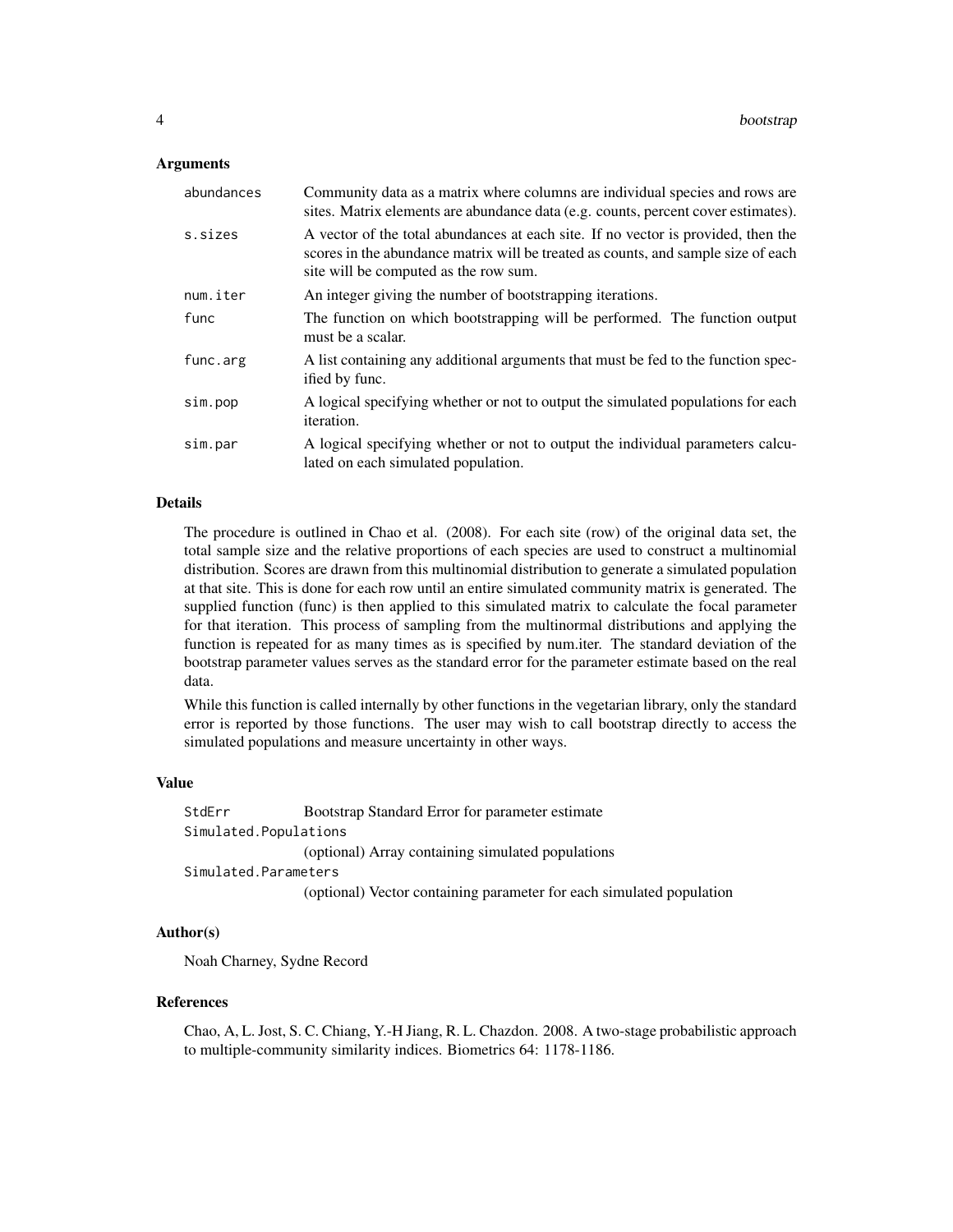### Arguments

| | |
|---|---|
| abundances | Community data as a matrix where columns are individual species and rows are sites. Matrix elements are abundance data (e.g. counts, percent cover estimates). |
| s.sizes | A vector of the total abundances at each site. If no vector is provided, then the scores in the abundance matrix will be treated as counts, and sample size of each site will be computed as the row sum. |
| num.iter | An integer giving the number of bootstrapping iterations. |
| func | The function on which bootstrapping will be performed. The function output must be a scalar. |
| func.arg | A list containing any additional arguments that must be fed to the function specified by func. |
| sim.pop | A logical specifying whether or not to output the simulated populations for each iteration. |
| sim.par | A logical specifying whether or not to output the individual parameters calculated on each simulated population. |

### Details

The procedure is outlined in Chao et al. (2008). For each site (row) of the original data set, the total sample size and the relative proportions of each species are used to construct a multinomial distribution. Scores are drawn from this multinomial distribution to generate a simulated population at that site. This is done for each row until an entire simulated community matrix is generated. The supplied function (func) is then applied to this simulated matrix to calculate the focal parameter for that iteration. This process of sampling from the multinormal distributions and applying the function is repeated for as many times as is specified by num.iter. The standard deviation of the bootstrap parameter values serves as the standard error for the parameter estimate based on the real data.

While this function is called internally by other functions in the vegetarian library, only the standard error is reported by those functions. The user may wish to call bootstrap directly to access the simulated populations and measure uncertainty in other ways.

### Value

| | |
|---|---|
| StdErr | Bootstrap Standard Error for parameter estimate |
| Simulated.Populations | (optional) Array containing simulated populations |
| Simulated.Parameters | (optional) Vector containing parameter for each simulated population |

### Author(s)

Noah Charney, Sydne Record

### References

Chao, A, L. Jost, S. C. Chiang, Y.-H Jiang, R. L. Chazdon. 2008. A two-stage probabilistic approach to multiple-community similarity indices. Biometrics 64: 1178-1186.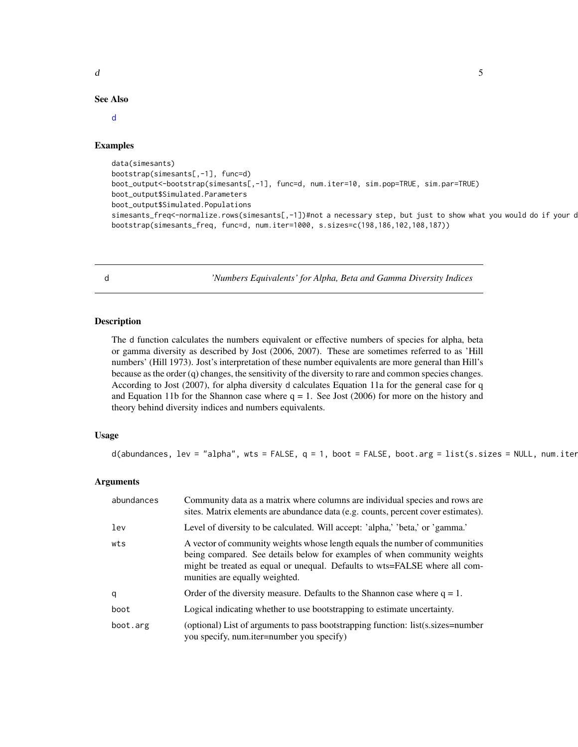## See Also

d

## Examples

```
data(simesants)
bootstrap(simesants[,-1], func=d)
boot_output<-bootstrap(simesants[,-1], func=d, num.iter=10, sim.pop=TRUE, sim.par=TRUE)
boot_output$Simulated.Parameters
boot_output$Simulated.Populations
simesants_freq<-normalize.rows(simesants[,-1])#not a necessary step, but just to show what you would do if your d
bootstrap(simesants_freq, func=d, num.iter=1000, s.sizes=c(198,186,102,108,187))
```

---

# d — *'Numbers Equivalents' for Alpha, Beta and Gamma Diversity Indices*

## Description

The d function calculates the numbers equivalent or effective numbers of species for alpha, beta or gamma diversity as described by Jost (2006, 2007). These are sometimes referred to as 'Hill numbers' (Hill 1973). Jost's interpretation of these number equivalents are more general than Hill's because as the order (q) changes, the sensitivity of the diversity to rare and common species changes. According to Jost (2007), for alpha diversity d calculates Equation 11a for the general case for q and Equation 11b for the Shannon case where q = 1. See Jost (2006) for more on the history and theory behind diversity indices and numbers equivalents.

## Usage

```
d(abundances, lev = "alpha", wts = FALSE, q = 1, boot = FALSE, boot.arg = list(s.sizes = NULL, num.iter
```

## Arguments

| | |
|---|---|
| abundances | Community data as a matrix where columns are individual species and rows are sites. Matrix elements are abundance data (e.g. counts, percent cover estimates). |
| lev | Level of diversity to be calculated. Will accept: 'alpha,' 'beta,' or 'gamma.' |
| wts | A vector of community weights whose length equals the number of communities being compared. See details below for examples of when community weights might be treated as equal or unequal. Defaults to wts=FALSE where all communities are equally weighted. |
| q | Order of the diversity measure. Defaults to the Shannon case where q = 1. |
| boot | Logical indicating whether to use bootstrapping to estimate uncertainty. |
| boot.arg | (optional) List of arguments to pass bootstrapping function: list(s.sizes=number you specify, num.iter=number you specify) |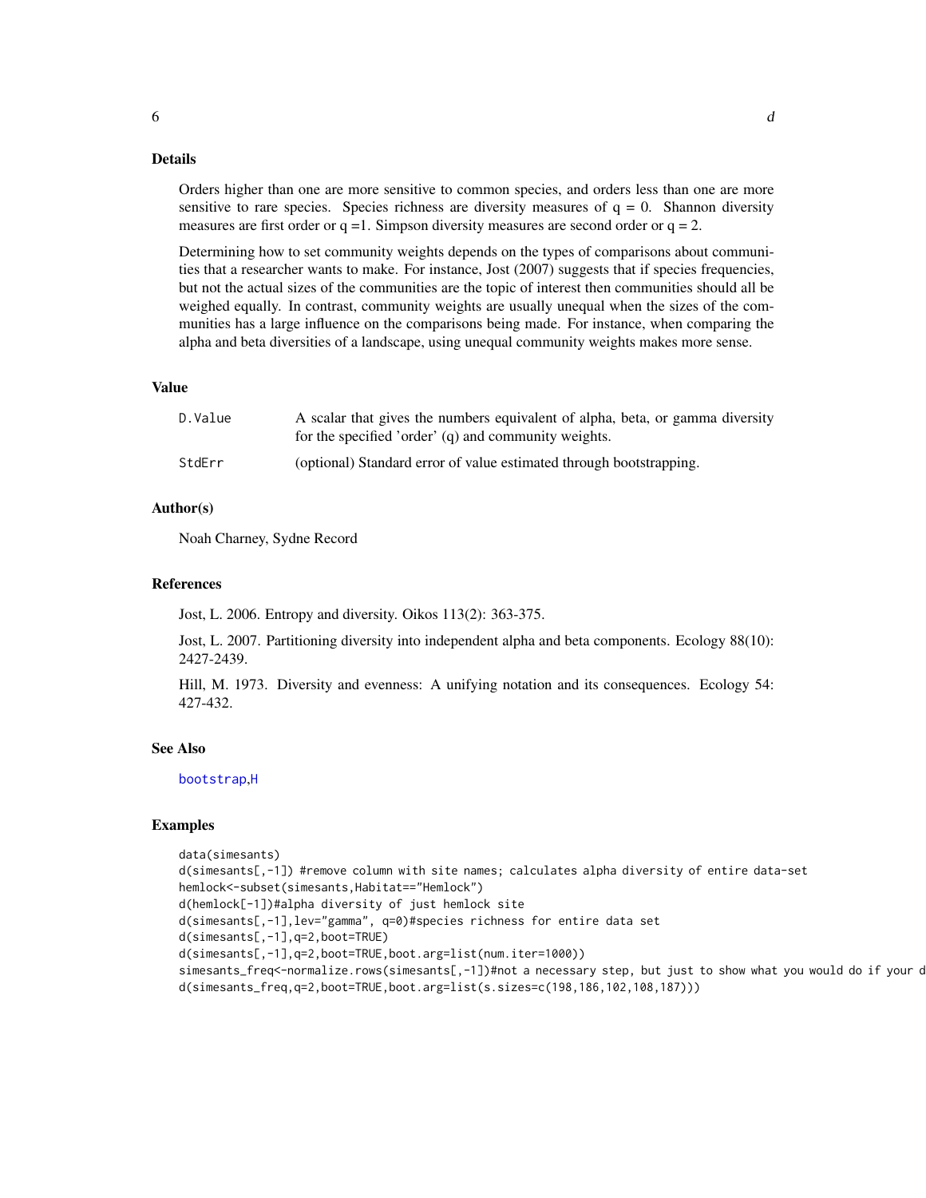## Details

Orders higher than one are more sensitive to common species, and orders less than one are more sensitive to rare species. Species richness are diversity measures of q = 0. Shannon diversity measures are first order or q =1. Simpson diversity measures are second order or q = 2.

Determining how to set community weights depends on the types of comparisons about communities that a researcher wants to make. For instance, Jost (2007) suggests that if species frequencies, but not the actual sizes of the communities are the topic of interest then communities should all be weighed equally. In contrast, community weights are usually unequal when the sizes of the communities has a large influence on the comparisons being made. For instance, when comparing the alpha and beta diversities of a landscape, using unequal community weights makes more sense.

## Value

| | |
|---|---|
| `D.Value` | A scalar that gives the numbers equivalent of alpha, beta, or gamma diversity for the specified 'order' (q) and community weights. |
| `StdErr` | (optional) Standard error of value estimated through bootstrapping. |

## Author(s)

Noah Charney, Sydne Record

## References

Jost, L. 2006. Entropy and diversity. Oikos 113(2): 363-375.

Jost, L. 2007. Partitioning diversity into independent alpha and beta components. Ecology 88(10): 2427-2439.

Hill, M. 1973. Diversity and evenness: A unifying notation and its consequences. Ecology 54: 427-432.

## See Also

bootstrap,H

## Examples

```
data(simesants)
d(simesants[,-1]) #remove column with site names; calculates alpha diversity of entire data-set
hemlock<-subset(simesants,Habitat=="Hemlock")
d(hemlock[-1])#alpha diversity of just hemlock site
d(simesants[,-1],lev="gamma", q=0)#species richness for entire data set
d(simesants[,-1],q=2,boot=TRUE)
d(simesants[,-1],q=2,boot=TRUE,boot.arg=list(num.iter=1000))
simesants_freq<-normalize.rows(simesants[,-1])#not a necessary step, but just to show what you would do if your d
d(simesants_freq,q=2,boot=TRUE,boot.arg=list(s.sizes=c(198,186,102,108,187)))
```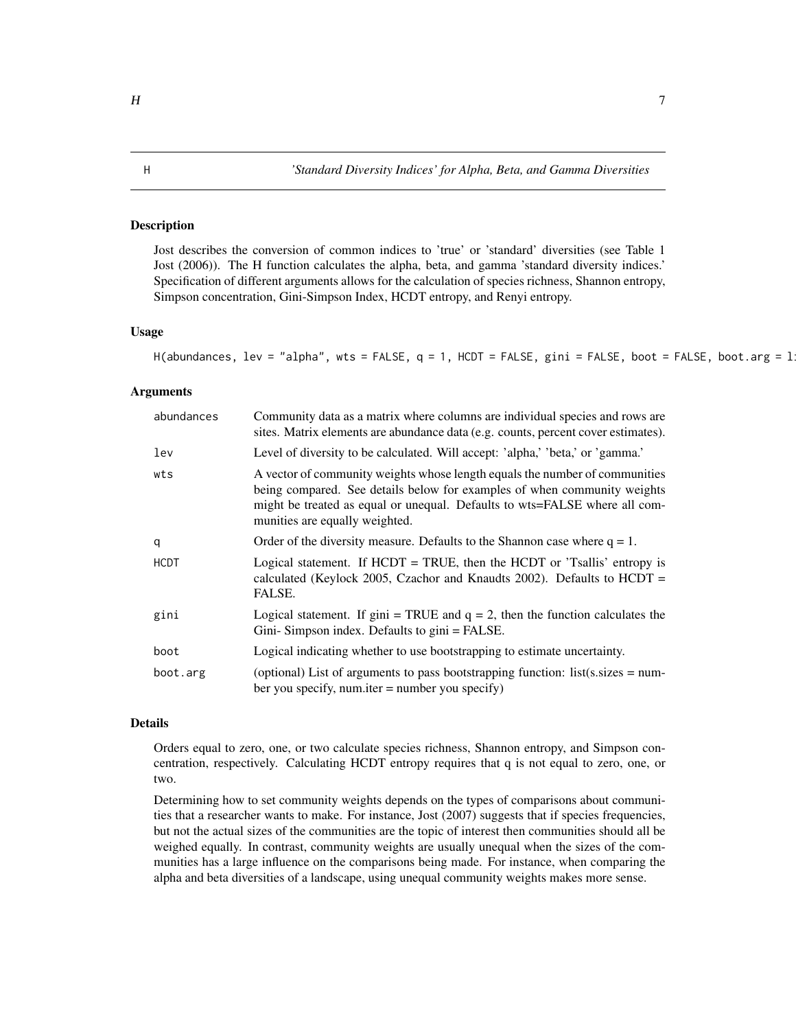# H — 'Standard Diversity Indices' for Alpha, Beta, and Gamma Diversities

## Description

Jost describes the conversion of common indices to 'true' or 'standard' diversities (see Table 1 Jost (2006)). The H function calculates the alpha, beta, and gamma 'standard diversity indices.' Specification of different arguments allows for the calculation of species richness, Shannon entropy, Simpson concentration, Gini-Simpson Index, HCDT entropy, and Renyi entropy.

## Usage

```
H(abundances, lev = "alpha", wts = FALSE, q = 1, HCDT = FALSE, gini = FALSE, boot = FALSE, boot.arg = l
```

## Arguments

| | |
|---|---|
| abundances | Community data as a matrix where columns are individual species and rows are sites. Matrix elements are abundance data (e.g. counts, percent cover estimates). |
| lev | Level of diversity to be calculated. Will accept: 'alpha,' 'beta,' or 'gamma.' |
| wts | A vector of community weights whose length equals the number of communities being compared. See details below for examples of when community weights might be treated as equal or unequal. Defaults to wts=FALSE where all communities are equally weighted. |
| q | Order of the diversity measure. Defaults to the Shannon case where q = 1. |
| HCDT | Logical statement. If HCDT = TRUE, then the HCDT or 'Tsallis' entropy is calculated (Keylock 2005, Czachor and Knaudts 2002). Defaults to HCDT = FALSE. |
| gini | Logical statement. If gini = TRUE and q = 2, then the function calculates the Gini- Simpson index. Defaults to gini = FALSE. |
| boot | Logical indicating whether to use bootstrapping to estimate uncertainty. |
| boot.arg | (optional) List of arguments to pass bootstrapping function: list(s.sizes = number you specify, num.iter = number you specify) |

## Details

Orders equal to zero, one, or two calculate species richness, Shannon entropy, and Simpson concentration, respectively. Calculating HCDT entropy requires that q is not equal to zero, one, or two.

Determining how to set community weights depends on the types of comparisons about communities that a researcher wants to make. For instance, Jost (2007) suggests that if species frequencies, but not the actual sizes of the communities are the topic of interest then communities should all be weighed equally. In contrast, community weights are usually unequal when the sizes of the communities has a large influence on the comparisons being made. For instance, when comparing the alpha and beta diversities of a landscape, using unequal community weights makes more sense.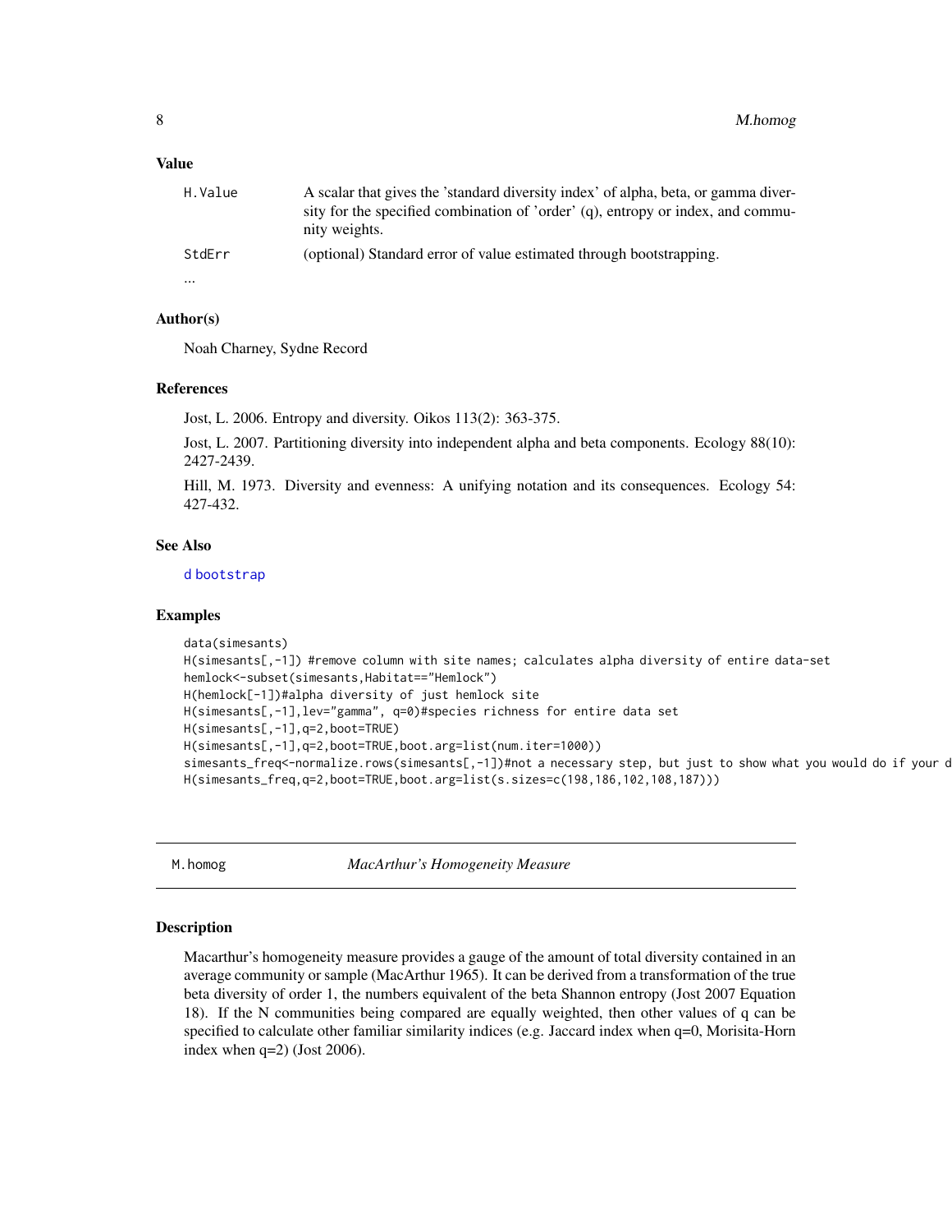### Value

| | |
|---|---|
| H.Value | A scalar that gives the 'standard diversity index' of alpha, beta, or gamma diversity for the specified combination of 'order' (q), entropy or index, and community weights. |
| StdErr | (optional) Standard error of value estimated through bootstrapping. |
| ... | |

### Author(s)

Noah Charney, Sydne Record

### References

Jost, L. 2006. Entropy and diversity. Oikos 113(2): 363-375.

Jost, L. 2007. Partitioning diversity into independent alpha and beta components. Ecology 88(10): 2427-2439.

Hill, M. 1973. Diversity and evenness: A unifying notation and its consequences. Ecology 54: 427-432.

### See Also

d bootstrap

### Examples

```
data(simesants)
H(simesants[,-1]) #remove column with site names; calculates alpha diversity of entire data-set
hemlock<-subset(simesants,Habitat=="Hemlock")
H(hemlock[-1])#alpha diversity of just hemlock site
H(simesants[,-1],lev="gamma", q=0)#species richness for entire data set
H(simesants[,-1],q=2,boot=TRUE)
H(simesants[,-1],q=2,boot=TRUE,boot.arg=list(num.iter=1000))
simesants_freq<-normalize.rows(simesants[,-1])#not a necessary step, but just to show what you would do if your d
H(simesants_freq,q=2,boot=TRUE,boot.arg=list(s.sizes=c(198,186,102,108,187)))
```

---

## M.homog — *MacArthur's Homogeneity Measure*

### Description

Macarthur's homogeneity measure provides a gauge of the amount of total diversity contained in an average community or sample (MacArthur 1965). It can be derived from a transformation of the true beta diversity of order 1, the numbers equivalent of the beta Shannon entropy (Jost 2007 Equation 18). If the N communities being compared are equally weighted, then other values of q can be specified to calculate other familiar similarity indices (e.g. Jaccard index when q=0, Morisita-Horn index when q=2) (Jost 2006).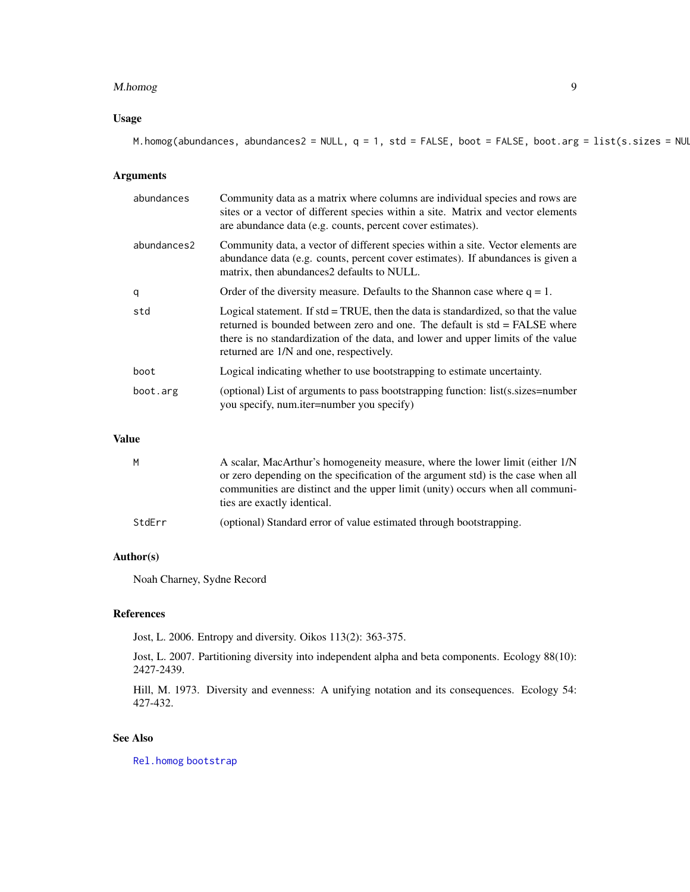### Usage

```
M.homog(abundances, abundances2 = NULL, q = 1, std = FALSE, boot = FALSE, boot.arg = list(s.sizes = NUL
```

### Arguments

| | |
|---|---|
| `abundances` | Community data as a matrix where columns are individual species and rows are sites or a vector of different species within a site. Matrix and vector elements are abundance data (e.g. counts, percent cover estimates). |
| `abundances2` | Community data, a vector of different species within a site. Vector elements are abundance data (e.g. counts, percent cover estimates). If abundances is given a matrix, then abundances2 defaults to NULL. |
| `q` | Order of the diversity measure. Defaults to the Shannon case where q = 1. |
| `std` | Logical statement. If std = TRUE, then the data is standardized, so that the value returned is bounded between zero and one. The default is std = FALSE where there is no standardization of the data, and lower and upper limits of the value returned are 1/N and one, respectively. |
| `boot` | Logical indicating whether to use bootstrapping to estimate uncertainty. |
| `boot.arg` | (optional) List of arguments to pass bootstrapping function: list(s.sizes=number you specify, num.iter=number you specify) |

### Value

| | |
|---|---|
| `M` | A scalar, MacArthur's homogeneity measure, where the lower limit (either 1/N or zero depending on the specification of the argument std) is the case when all communities are distinct and the upper limit (unity) occurs when all communities are exactly identical. |
| `StdErr` | (optional) Standard error of value estimated through bootstrapping. |

### Author(s)

Noah Charney, Sydne Record

### References

Jost, L. 2006. Entropy and diversity. Oikos 113(2): 363-375.

Jost, L. 2007. Partitioning diversity into independent alpha and beta components. Ecology 88(10): 2427-2439.

Hill, M. 1973. Diversity and evenness: A unifying notation and its consequences. Ecology 54: 427-432.

### See Also

`Rel.homog` `bootstrap`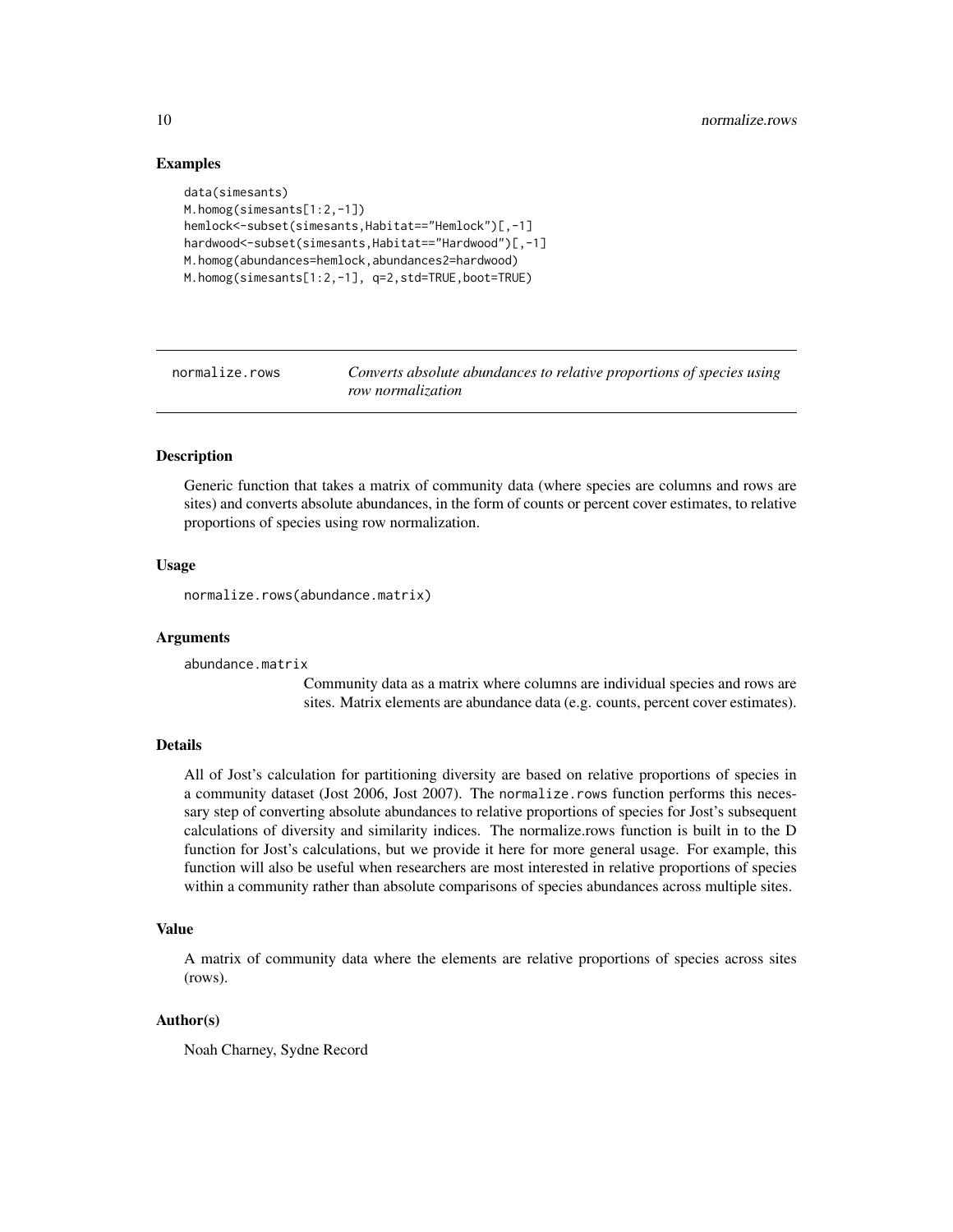### Examples

```
data(simesants)
M.homog(simesants[1:2,-1])
hemlock<-subset(simesants,Habitat=="Hemlock")[,-1]
hardwood<-subset(simesants,Habitat=="Hardwood")[,-1]
M.homog(abundances=hemlock,abundances2=hardwood)
M.homog(simesants[1:2,-1], q=2,std=TRUE,boot=TRUE)
```

---

## normalize.rows — *Converts absolute abundances to relative proportions of species using row normalization*

---

### Description

Generic function that takes a matrix of community data (where species are columns and rows are sites) and converts absolute abundances, in the form of counts or percent cover estimates, to relative proportions of species using row normalization.

### Usage

```
normalize.rows(abundance.matrix)
```

### Arguments

`abundance.matrix`
: Community data as a matrix where columns are individual species and rows are sites. Matrix elements are abundance data (e.g. counts, percent cover estimates).

### Details

All of Jost's calculation for partitioning diversity are based on relative proportions of species in a community dataset (Jost 2006, Jost 2007). The `normalize.rows` function performs this necessary step of converting absolute abundances to relative proportions of species for Jost's subsequent calculations of diversity and similarity indices. The normalize.rows function is built in to the D function for Jost's calculations, but we provide it here for more general usage. For example, this function will also be useful when researchers are most interested in relative proportions of species within a community rather than absolute comparisons of species abundances across multiple sites.

### Value

A matrix of community data where the elements are relative proportions of species across sites (rows).

### Author(s)

Noah Charney, Sydne Record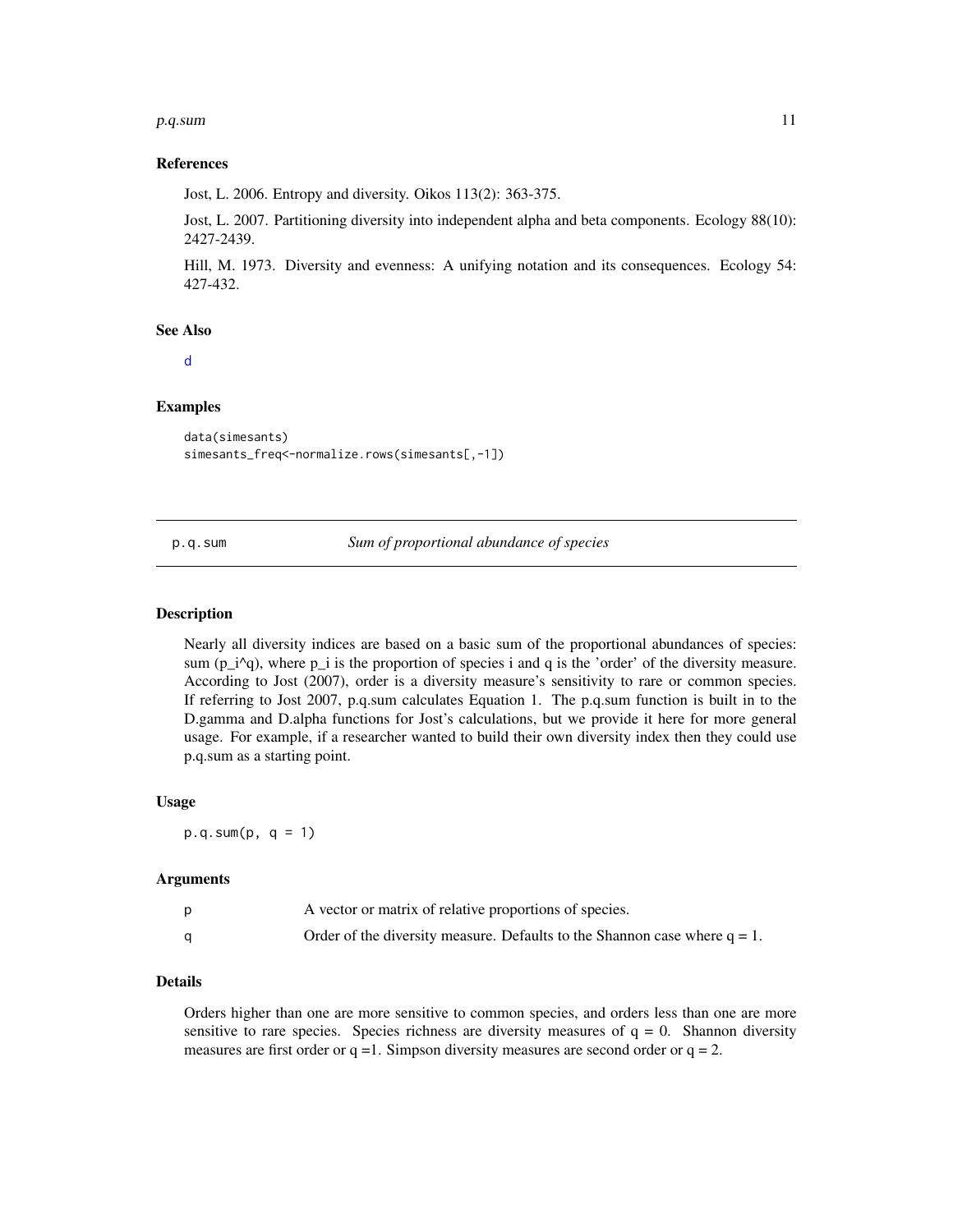### References

Jost, L. 2006. Entropy and diversity. Oikos 113(2): 363-375.

Jost, L. 2007. Partitioning diversity into independent alpha and beta components. Ecology 88(10): 2427-2439.

Hill, M. 1973. Diversity and evenness: A unifying notation and its consequences. Ecology 54: 427-432.

### See Also

d

### Examples

```
data(simesants)
simesants_freq<-normalize.rows(simesants[,-1])
```

---

## p.q.sum — *Sum of proportional abundance of species*

### Description

Nearly all diversity indices are based on a basic sum of the proportional abundances of species: sum (p_i^q), where p_i is the proportion of species i and q is the 'order' of the diversity measure. According to Jost (2007), order is a diversity measure's sensitivity to rare or common species. If referring to Jost 2007, p.q.sum calculates Equation 1. The p.q.sum function is built in to the D.gamma and D.alpha functions for Jost's calculations, but we provide it here for more general usage. For example, if a researcher wanted to build their own diversity index then they could use p.q.sum as a starting point.

### Usage

```
p.q.sum(p, q = 1)
```

### Arguments

| | |
|---|---|
| p | A vector or matrix of relative proportions of species. |
| q | Order of the diversity measure. Defaults to the Shannon case where $q = 1$. |

### Details

Orders higher than one are more sensitive to common species, and orders less than one are more sensitive to rare species. Species richness are diversity measures of $q = 0$. Shannon diversity measures are first order or $q = 1$. Simpson diversity measures are second order or $q = 2$.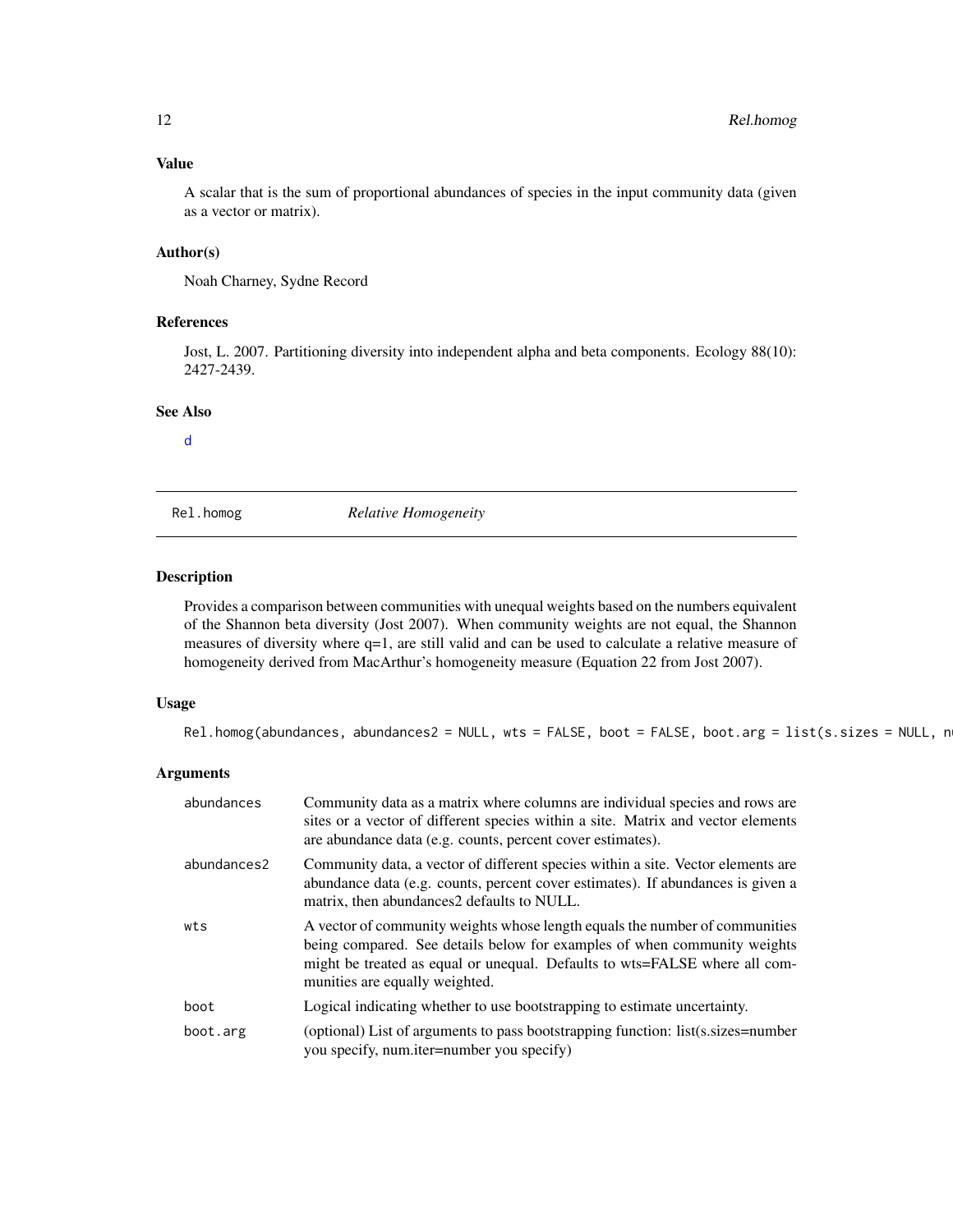## Value

A scalar that is the sum of proportional abundances of species in the input community data (given as a vector or matrix).

## Author(s)

Noah Charney, Sydne Record

## References

Jost, L. 2007. Partitioning diversity into independent alpha and beta components. Ecology 88(10): 2427-2439.

## See Also

d

---

# Rel.homog *Relative Homogeneity*

## Description

Provides a comparison between communities with unequal weights based on the numbers equivalent of the Shannon beta diversity (Jost 2007). When community weights are not equal, the Shannon measures of diversity where q=1, are still valid and can be used to calculate a relative measure of homogeneity derived from MacArthur's homogeneity measure (Equation 22 from Jost 2007).

## Usage

```
Rel.homog(abundances, abundances2 = NULL, wts = FALSE, boot = FALSE, boot.arg = list(s.sizes = NULL, n
```

## Arguments

| | |
|---|---|
| abundances | Community data as a matrix where columns are individual species and rows are sites or a vector of different species within a site. Matrix and vector elements are abundance data (e.g. counts, percent cover estimates). |
| abundances2 | Community data, a vector of different species within a site. Vector elements are abundance data (e.g. counts, percent cover estimates). If abundances is given a matrix, then abundances2 defaults to NULL. |
| wts | A vector of community weights whose length equals the number of communities being compared. See details below for examples of when community weights might be treated as equal or unequal. Defaults to wts=FALSE where all communities are equally weighted. |
| boot | Logical indicating whether to use bootstrapping to estimate uncertainty. |
| boot.arg | (optional) List of arguments to pass bootstrapping function: list(s.sizes=number you specify, num.iter=number you specify) |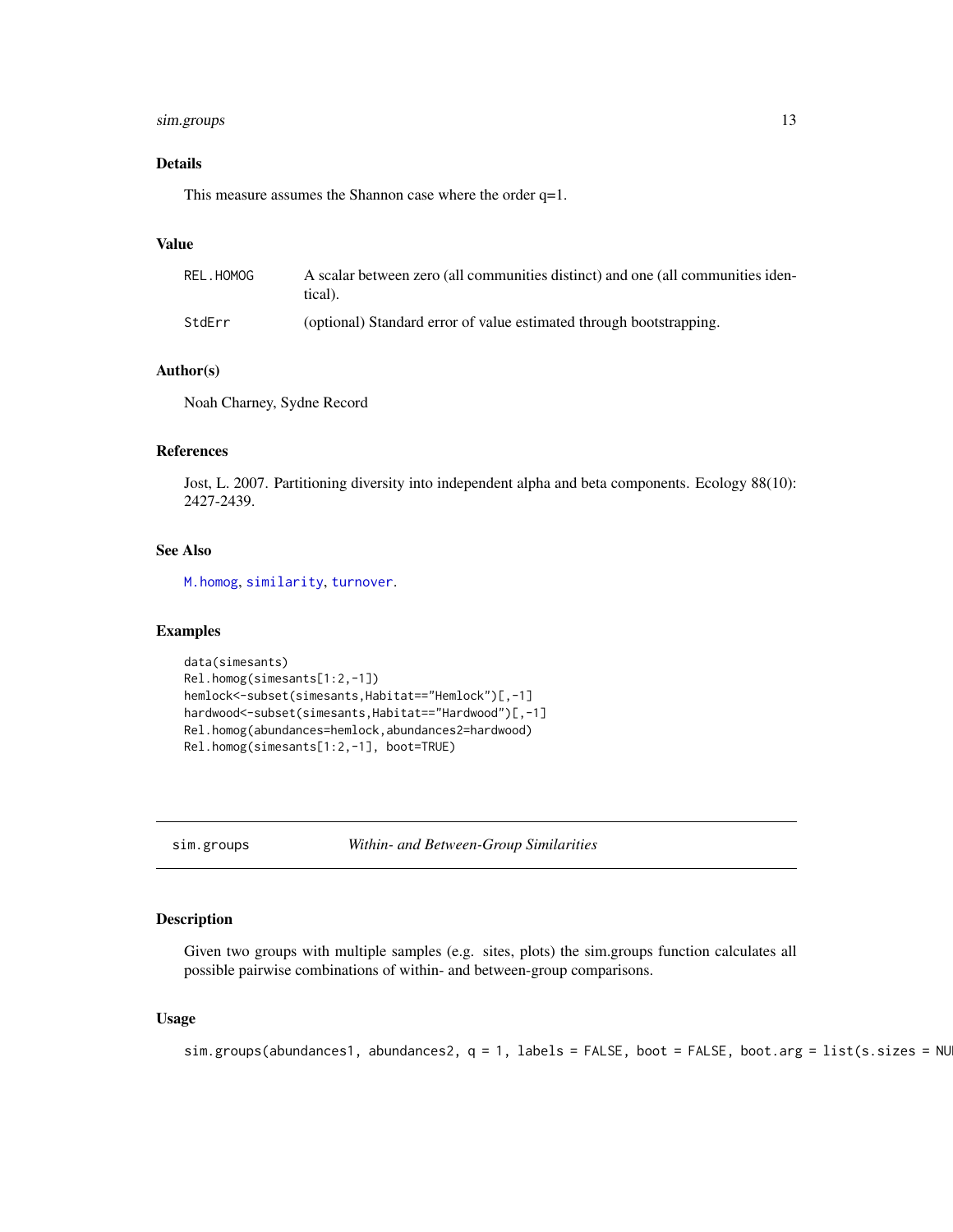### Details

This measure assumes the Shannon case where the order q=1.

### Value

| | |
|---|---|
| REL.HOMOG | A scalar between zero (all communities distinct) and one (all communities identical). |
| StdErr | (optional) Standard error of value estimated through bootstrapping. |

### Author(s)

Noah Charney, Sydne Record

### References

Jost, L. 2007. Partitioning diversity into independent alpha and beta components. Ecology 88(10): 2427-2439.

### See Also

`M.homog`, `similarity`, `turnover`.

### Examples

```
data(simesants)
Rel.homog(simesants[1:2,-1])
hemlock<-subset(simesants,Habitat=="Hemlock")[,-1]
hardwood<-subset(simesants,Habitat=="Hardwood")[,-1]
Rel.homog(abundances=hemlock,abundances2=hardwood)
Rel.homog(simesants[1:2,-1], boot=TRUE)
```

---

## sim.groups — *Within- and Between-Group Similarities*

### Description

Given two groups with multiple samples (e.g. sites, plots) the sim.groups function calculates all possible pairwise combinations of within- and between-group comparisons.

### Usage

```
sim.groups(abundances1, abundances2, q = 1, labels = FALSE, boot = FALSE, boot.arg = list(s.sizes = NU
```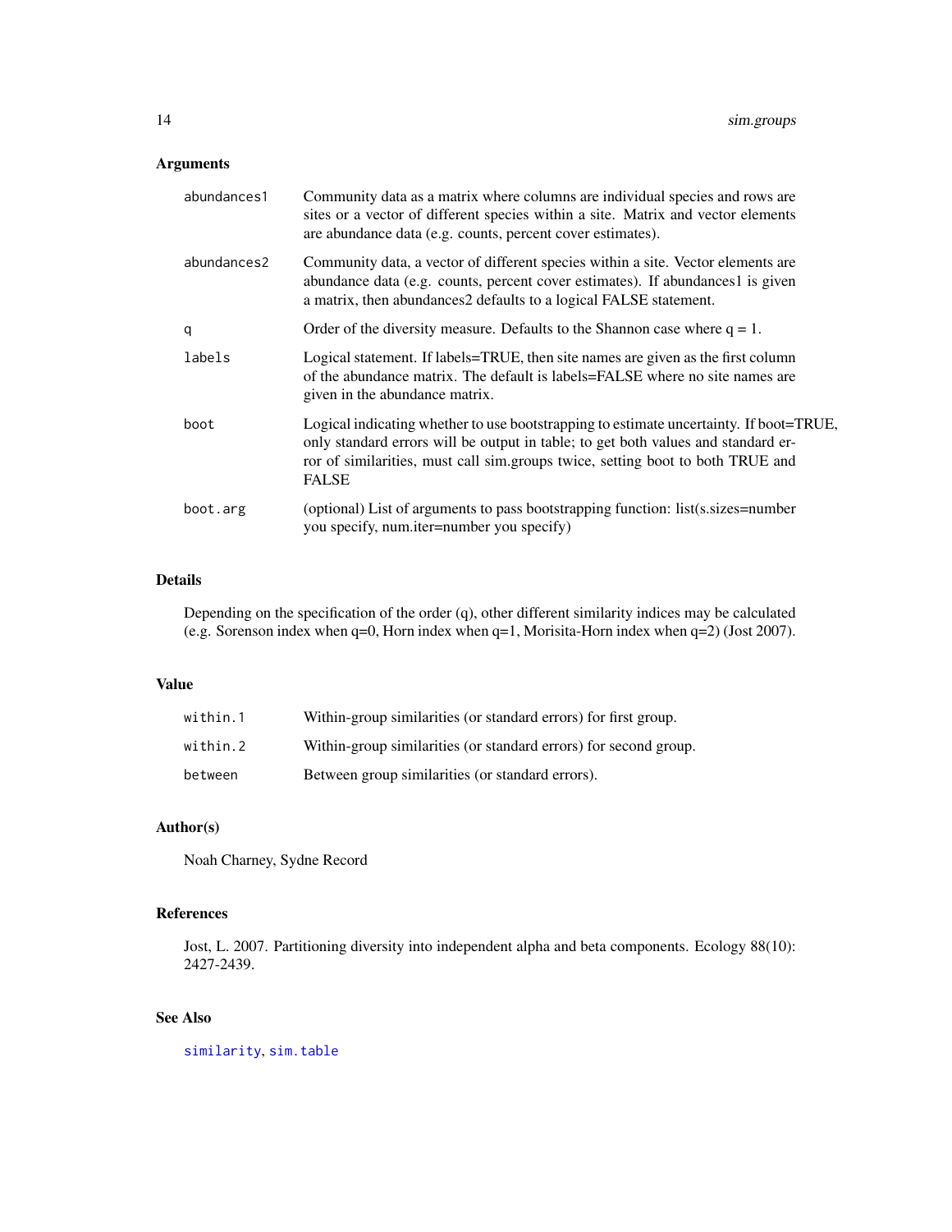### Arguments

| | |
|---|---|
| `abundances1` | Community data as a matrix where columns are individual species and rows are sites or a vector of different species within a site. Matrix and vector elements are abundance data (e.g. counts, percent cover estimates). |
| `abundances2` | Community data, a vector of different species within a site. Vector elements are abundance data (e.g. counts, percent cover estimates). If abundances1 is given a matrix, then abundances2 defaults to a logical FALSE statement. |
| `q` | Order of the diversity measure. Defaults to the Shannon case where q = 1. |
| `labels` | Logical statement. If labels=TRUE, then site names are given as the first column of the abundance matrix. The default is labels=FALSE where no site names are given in the abundance matrix. |
| `boot` | Logical indicating whether to use bootstrapping to estimate uncertainty. If boot=TRUE, only standard errors will be output in table; to get both values and standard error of similarities, must call sim.groups twice, setting boot to both TRUE and FALSE |
| `boot.arg` | (optional) List of arguments to pass bootstrapping function: list(s.sizes=number you specify, num.iter=number you specify) |

### Details

Depending on the specification of the order (q), other different similarity indices may be calculated (e.g. Sorenson index when q=0, Horn index when q=1, Morisita-Horn index when q=2) (Jost 2007).

### Value

| | |
|---|---|
| `within.1` | Within-group similarities (or standard errors) for first group. |
| `within.2` | Within-group similarities (or standard errors) for second group. |
| `between` | Between group similarities (or standard errors). |

### Author(s)

Noah Charney, Sydne Record

### References

Jost, L. 2007. Partitioning diversity into independent alpha and beta components. Ecology 88(10): 2427-2439.

### See Also

`similarity`, `sim.table`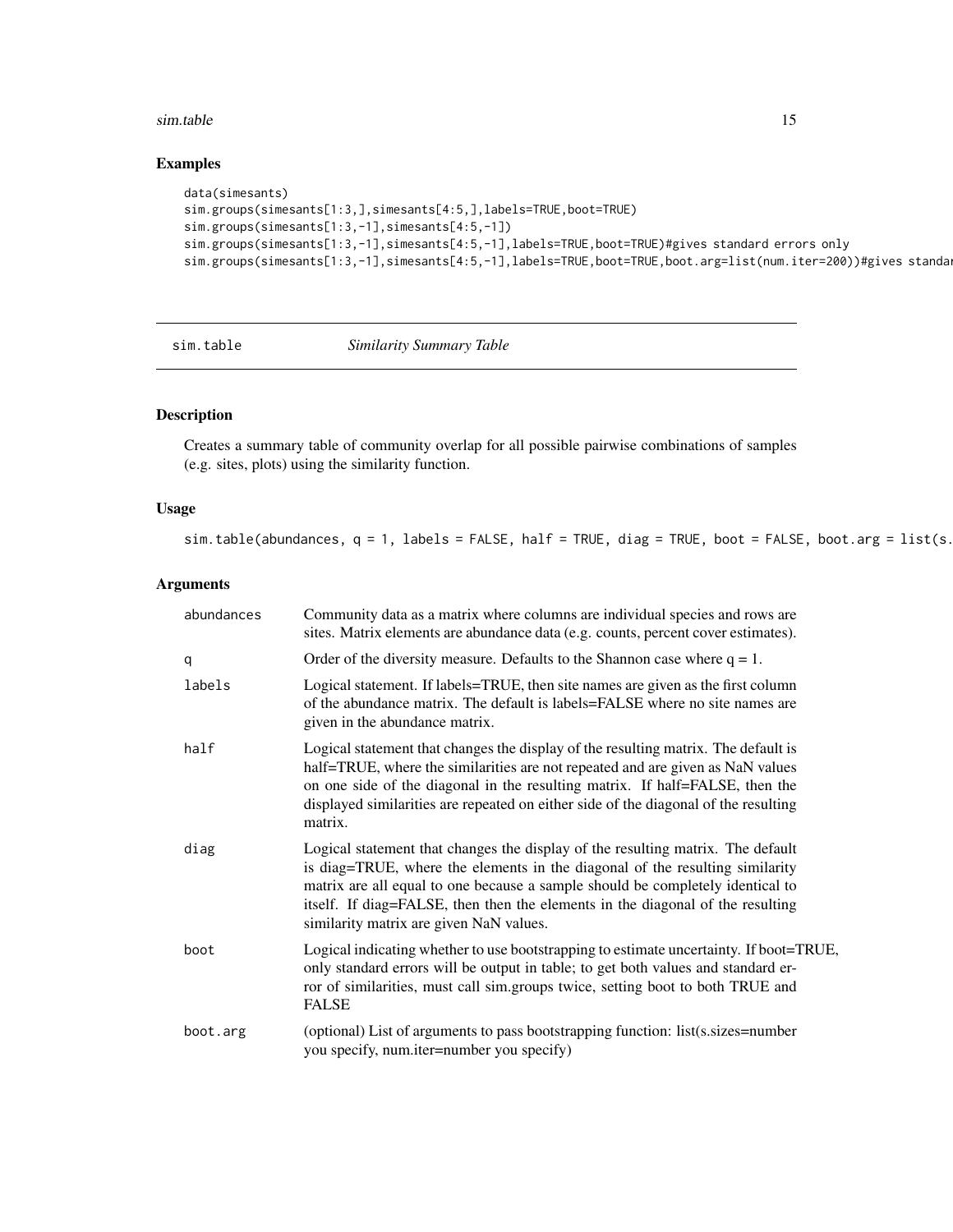## Examples

```
data(simesants)
sim.groups(simesants[1:3,],simesants[4:5,],labels=TRUE,boot=TRUE)
sim.groups(simesants[1:3,-1],simesants[4:5,-1])
sim.groups(simesants[1:3,-1],simesants[4:5,-1],labels=TRUE,boot=TRUE)#gives standard errors only
sim.groups(simesants[1:3,-1],simesants[4:5,-1],labels=TRUE,boot=TRUE,boot.arg=list(num.iter=200))#gives standar
```

---

## sim.table — *Similarity Summary Table*

### Description

Creates a summary table of community overlap for all possible pairwise combinations of samples (e.g. sites, plots) using the similarity function.

### Usage

```
sim.table(abundances, q = 1, labels = FALSE, half = TRUE, diag = TRUE, boot = FALSE, boot.arg = list(s.
```

### Arguments

| Argument | Description |
|---|---|
| abundances | Community data as a matrix where columns are individual species and rows are sites. Matrix elements are abundance data (e.g. counts, percent cover estimates). |
| q | Order of the diversity measure. Defaults to the Shannon case where q = 1. |
| labels | Logical statement. If labels=TRUE, then site names are given as the first column of the abundance matrix. The default is labels=FALSE where no site names are given in the abundance matrix. |
| half | Logical statement that changes the display of the resulting matrix. The default is half=TRUE, where the similarities are not repeated and are given as NaN values on one side of the diagonal in the resulting matrix. If half=FALSE, then the displayed similarities are repeated on either side of the diagonal of the resulting matrix. |
| diag | Logical statement that changes the display of the resulting matrix. The default is diag=TRUE, where the elements in the diagonal of the resulting similarity matrix are all equal to one because a sample should be completely identical to itself. If diag=FALSE, then then the elements in the diagonal of the resulting similarity matrix are given NaN values. |
| boot | Logical indicating whether to use bootstrapping to estimate uncertainty. If boot=TRUE, only standard errors will be output in table; to get both values and standard error of similarities, must call sim.groups twice, setting boot to both TRUE and FALSE |
| boot.arg | (optional) List of arguments to pass bootstrapping function: list(s.sizes=number you specify, num.iter=number you specify) |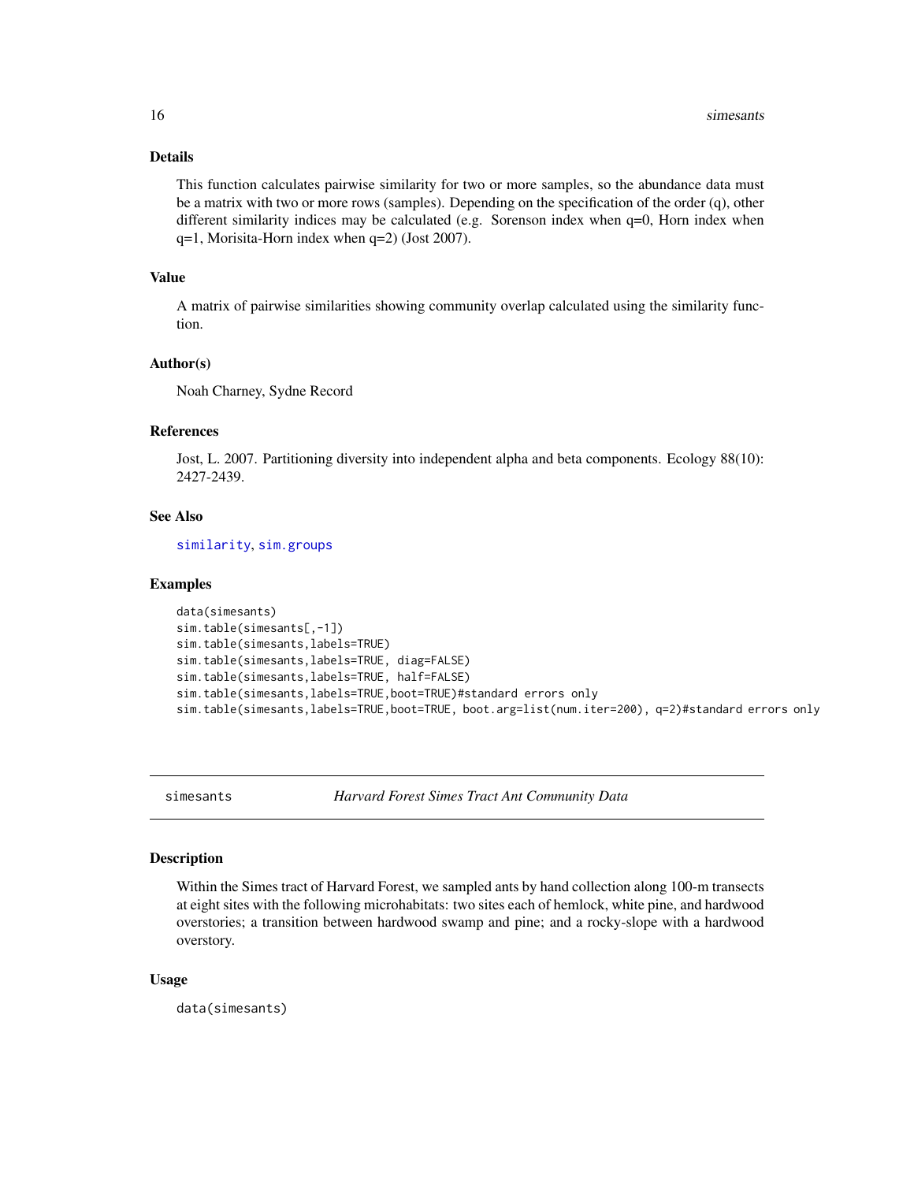## Details

This function calculates pairwise similarity for two or more samples, so the abundance data must be a matrix with two or more rows (samples). Depending on the specification of the order (q), other different similarity indices may be calculated (e.g. Sorenson index when q=0, Horn index when q=1, Morisita-Horn index when q=2) (Jost 2007).

## Value

A matrix of pairwise similarities showing community overlap calculated using the similarity function.

## Author(s)

Noah Charney, Sydne Record

## References

Jost, L. 2007. Partitioning diversity into independent alpha and beta components. Ecology 88(10): 2427-2439.

## See Also

similarity, sim.groups

## Examples

```
data(simesants)
sim.table(simesants[,-1])
sim.table(simesants,labels=TRUE)
sim.table(simesants,labels=TRUE, diag=FALSE)
sim.table(simesants,labels=TRUE, half=FALSE)
sim.table(simesants,labels=TRUE,boot=TRUE)#standard errors only
sim.table(simesants,labels=TRUE,boot=TRUE, boot.arg=list(num.iter=200), q=2)#standard errors only
```

---

# simesants — *Harvard Forest Simes Tract Ant Community Data*

## Description

Within the Simes tract of Harvard Forest, we sampled ants by hand collection along 100-m transects at eight sites with the following microhabitats: two sites each of hemlock, white pine, and hardwood overstories; a transition between hardwood swamp and pine; and a rocky-slope with a hardwood overstory.

## Usage

```
data(simesants)
```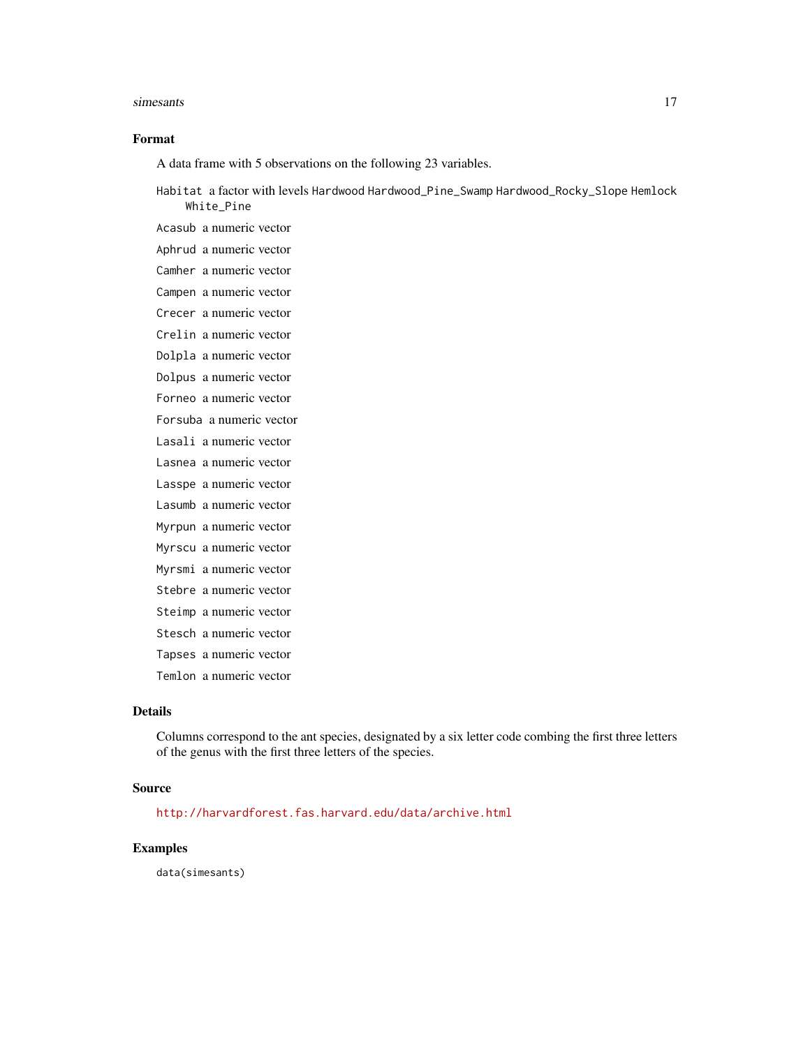## Format

A data frame with 5 observations on the following 23 variables.

`Habitat` a factor with levels `Hardwood` `Hardwood_Pine_Swamp` `Hardwood_Rocky_Slope` `Hemlock` `White_Pine`

`Acasub` a numeric vector

`Aphrud` a numeric vector

`Camher` a numeric vector

`Campen` a numeric vector

`Crecer` a numeric vector

`Crelin` a numeric vector

`Dolpla` a numeric vector

`Dolpus` a numeric vector

`Forneo` a numeric vector

`Forsuba` a numeric vector

`Lasali` a numeric vector

`Lasnea` a numeric vector

`Lasspe` a numeric vector

`Lasumb` a numeric vector

`Myrpun` a numeric vector

`Myrscu` a numeric vector

`Myrsmi` a numeric vector

`Stebre` a numeric vector

`Steimp` a numeric vector

`Stesch` a numeric vector

`Tapses` a numeric vector

`Temlon` a numeric vector

## Details

Columns correspond to the ant species, designated by a six letter code combing the first three letters of the genus with the first three letters of the species.

## Source

http://harvardforest.fas.harvard.edu/data/archive.html

## Examples

```
data(simesants)
```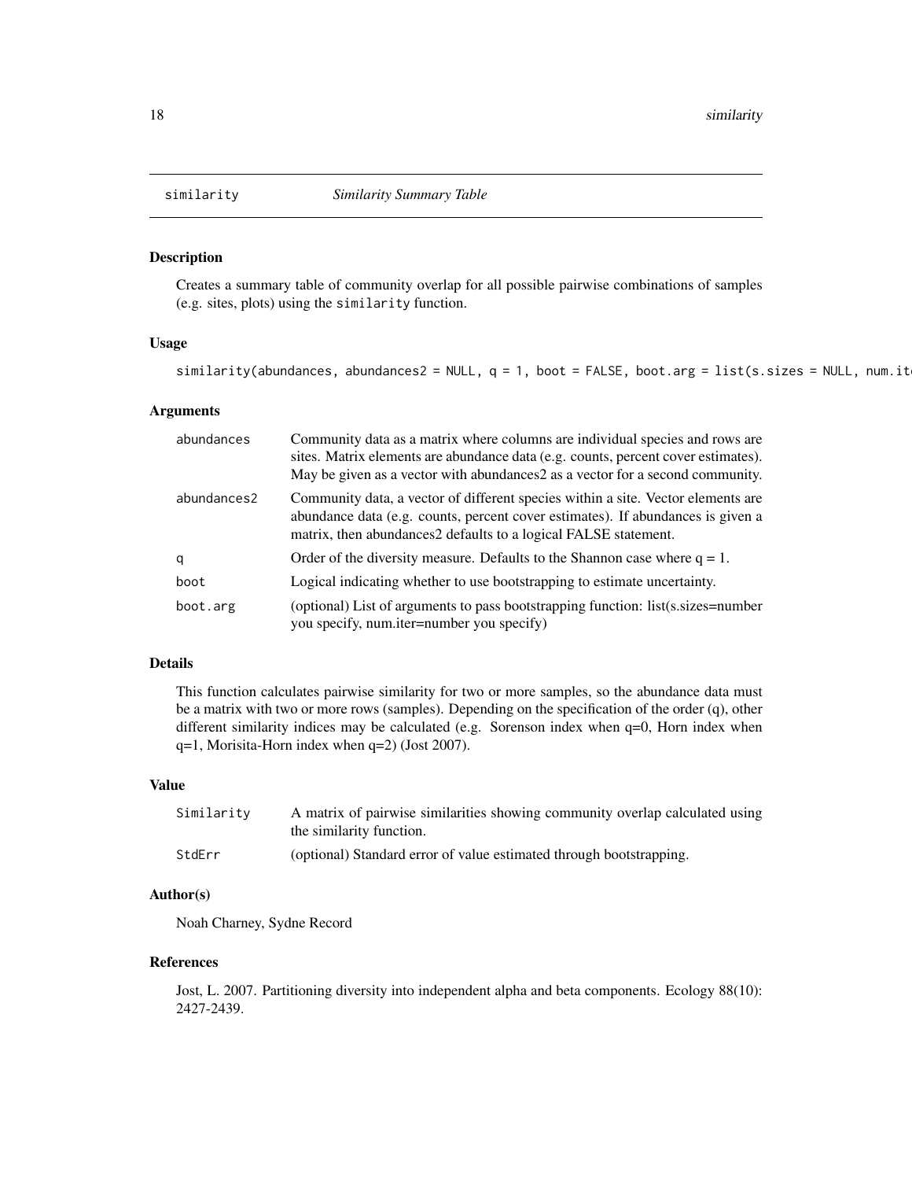similarity *Similarity Summary Table*

## Description

Creates a summary table of community overlap for all possible pairwise combinations of samples (e.g. sites, plots) using the `similarity` function.

## Usage

```
similarity(abundances, abundances2 = NULL, q = 1, boot = FALSE, boot.arg = list(s.sizes = NULL, num.it
```

## Arguments

| | |
|---|---|
| abundances | Community data as a matrix where columns are individual species and rows are sites. Matrix elements are abundance data (e.g. counts, percent cover estimates). May be given as a vector with abundances2 as a vector for a second community. |
| abundances2 | Community data, a vector of different species within a site. Vector elements are abundance data (e.g. counts, percent cover estimates). If abundances is given a matrix, then abundances2 defaults to a logical FALSE statement. |
| q | Order of the diversity measure. Defaults to the Shannon case where q = 1. |
| boot | Logical indicating whether to use bootstrapping to estimate uncertainty. |
| boot.arg | (optional) List of arguments to pass bootstrapping function: list(s.sizes=number you specify, num.iter=number you specify) |

## Details

This function calculates pairwise similarity for two or more samples, so the abundance data must be a matrix with two or more rows (samples). Depending on the specification of the order (q), other different similarity indices may be calculated (e.g. Sorenson index when q=0, Horn index when q=1, Morisita-Horn index when q=2) (Jost 2007).

## Value

| | |
|---|---|
| Similarity | A matrix of pairwise similarities showing community overlap calculated using the similarity function. |
| StdErr | (optional) Standard error of value estimated through bootstrapping. |

## Author(s)

Noah Charney, Sydne Record

## References

Jost, L. 2007. Partitioning diversity into independent alpha and beta components. Ecology 88(10): 2427-2439.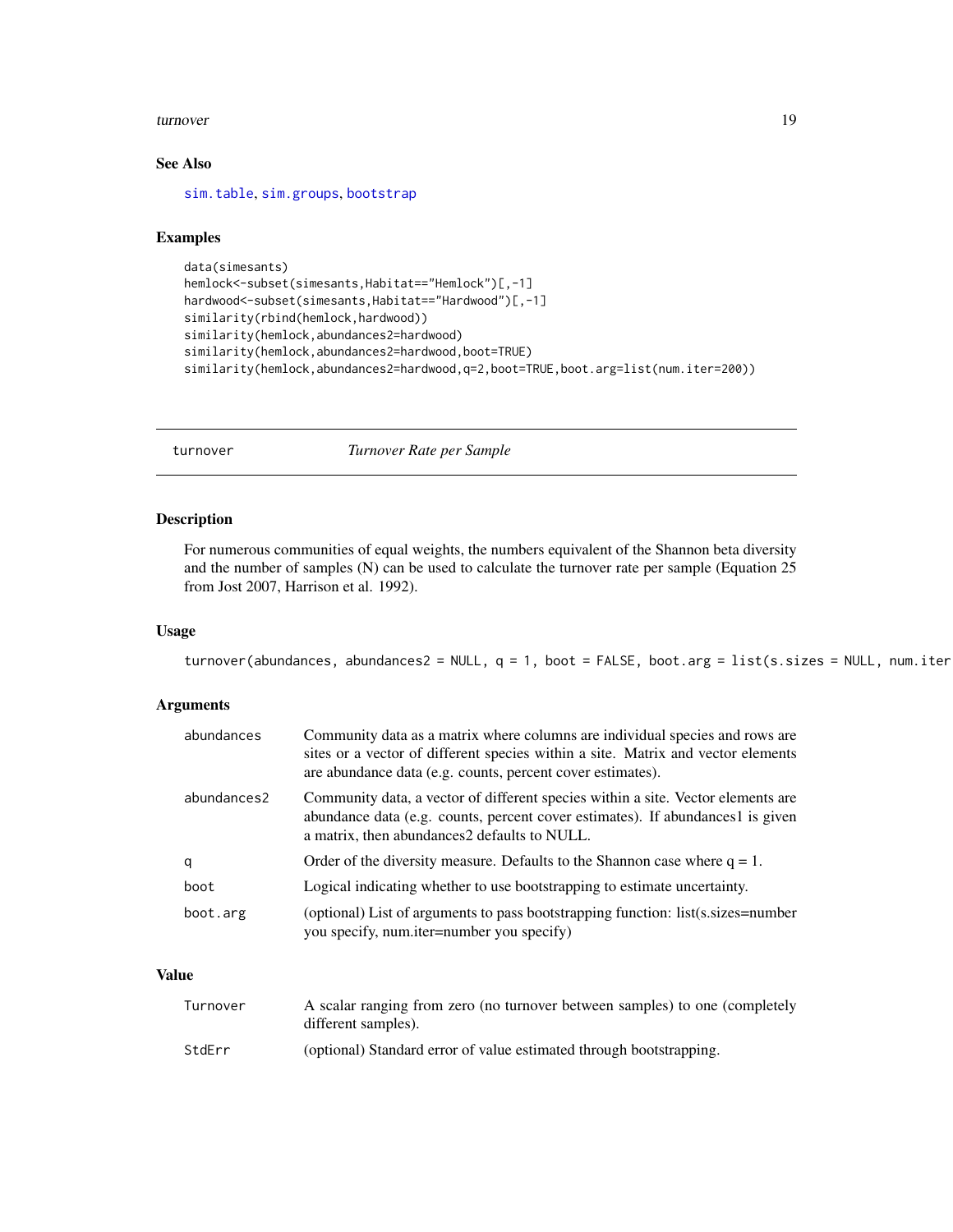### See Also

sim.table, sim.groups, bootstrap

### Examples

```
data(simesants)
hemlock<-subset(simesants,Habitat=="Hemlock")[,-1]
hardwood<-subset(simesants,Habitat=="Hardwood")[,-1]
similarity(rbind(hemlock,hardwood))
similarity(hemlock,abundances2=hardwood)
similarity(hemlock,abundances2=hardwood,boot=TRUE)
similarity(hemlock,abundances2=hardwood,q=2,boot=TRUE,boot.arg=list(num.iter=200))
```

---

## turnover *Turnover Rate per Sample*

### Description

For numerous communities of equal weights, the numbers equivalent of the Shannon beta diversity and the number of samples (N) can be used to calculate the turnover rate per sample (Equation 25 from Jost 2007, Harrison et al. 1992).

### Usage

```
turnover(abundances, abundances2 = NULL, q = 1, boot = FALSE, boot.arg = list(s.sizes = NULL, num.iter
```

### Arguments

| | |
|---|---|
| abundances | Community data as a matrix where columns are individual species and rows are sites or a vector of different species within a site. Matrix and vector elements are abundance data (e.g. counts, percent cover estimates). |
| abundances2 | Community data, a vector of different species within a site. Vector elements are abundance data (e.g. counts, percent cover estimates). If abundances1 is given a matrix, then abundances2 defaults to NULL. |
| q | Order of the diversity measure. Defaults to the Shannon case where q = 1. |
| boot | Logical indicating whether to use bootstrapping to estimate uncertainty. |
| boot.arg | (optional) List of arguments to pass bootstrapping function: list(s.sizes=number you specify, num.iter=number you specify) |

### Value

| | |
|---|---|
| Turnover | A scalar ranging from zero (no turnover between samples) to one (completely different samples). |
| StdErr | (optional) Standard error of value estimated through bootstrapping. |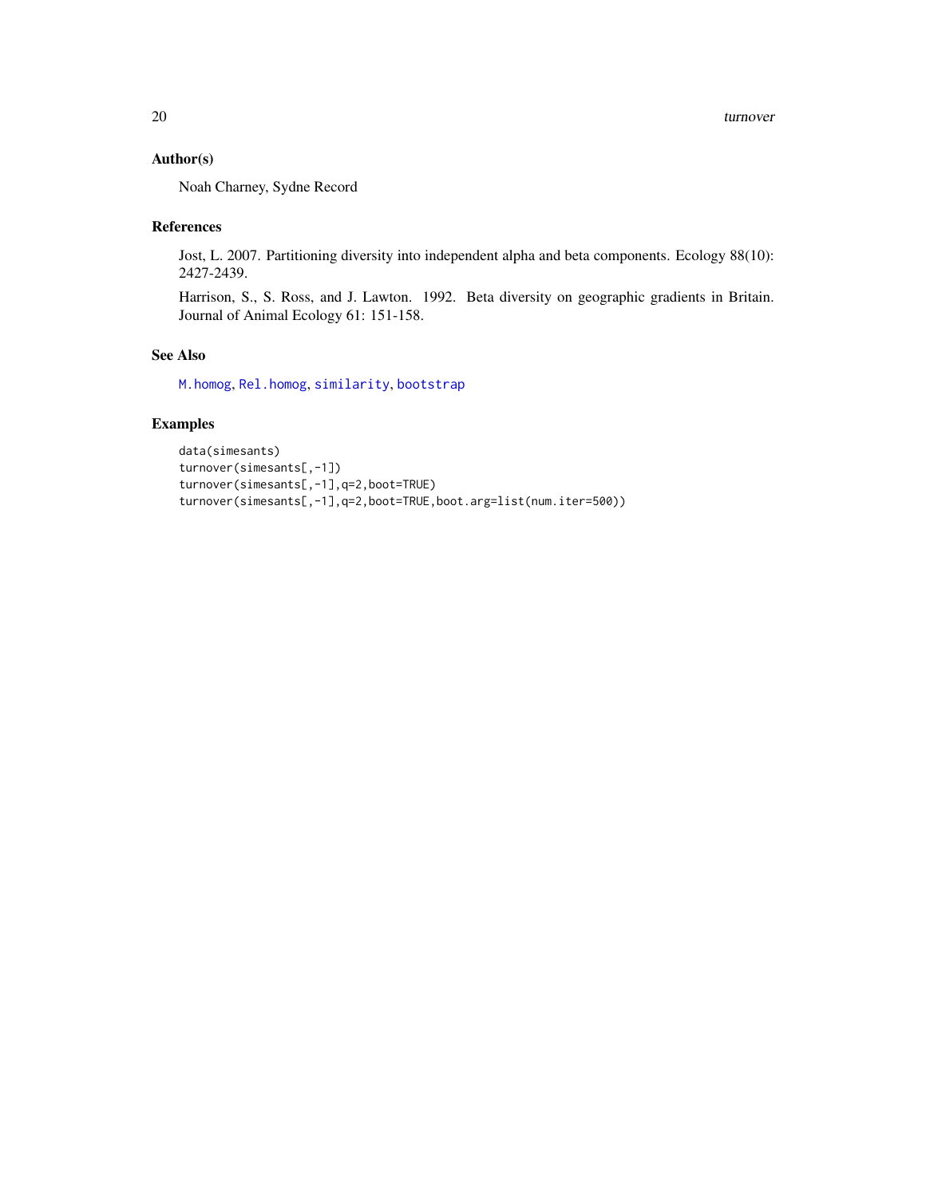### Author(s)

Noah Charney, Sydne Record

### References

Jost, L. 2007. Partitioning diversity into independent alpha and beta components. Ecology 88(10): 2427-2439.

Harrison, S., S. Ross, and J. Lawton. 1992. Beta diversity on geographic gradients in Britain. Journal of Animal Ecology 61: 151-158.

### See Also

`M.homog`, `Rel.homog`, `similarity`, `bootstrap`

### Examples

```
data(simesants)
turnover(simesants[,-1])
turnover(simesants[,-1],q=2,boot=TRUE)
turnover(simesants[,-1],q=2,boot=TRUE,boot.arg=list(num.iter=500))
```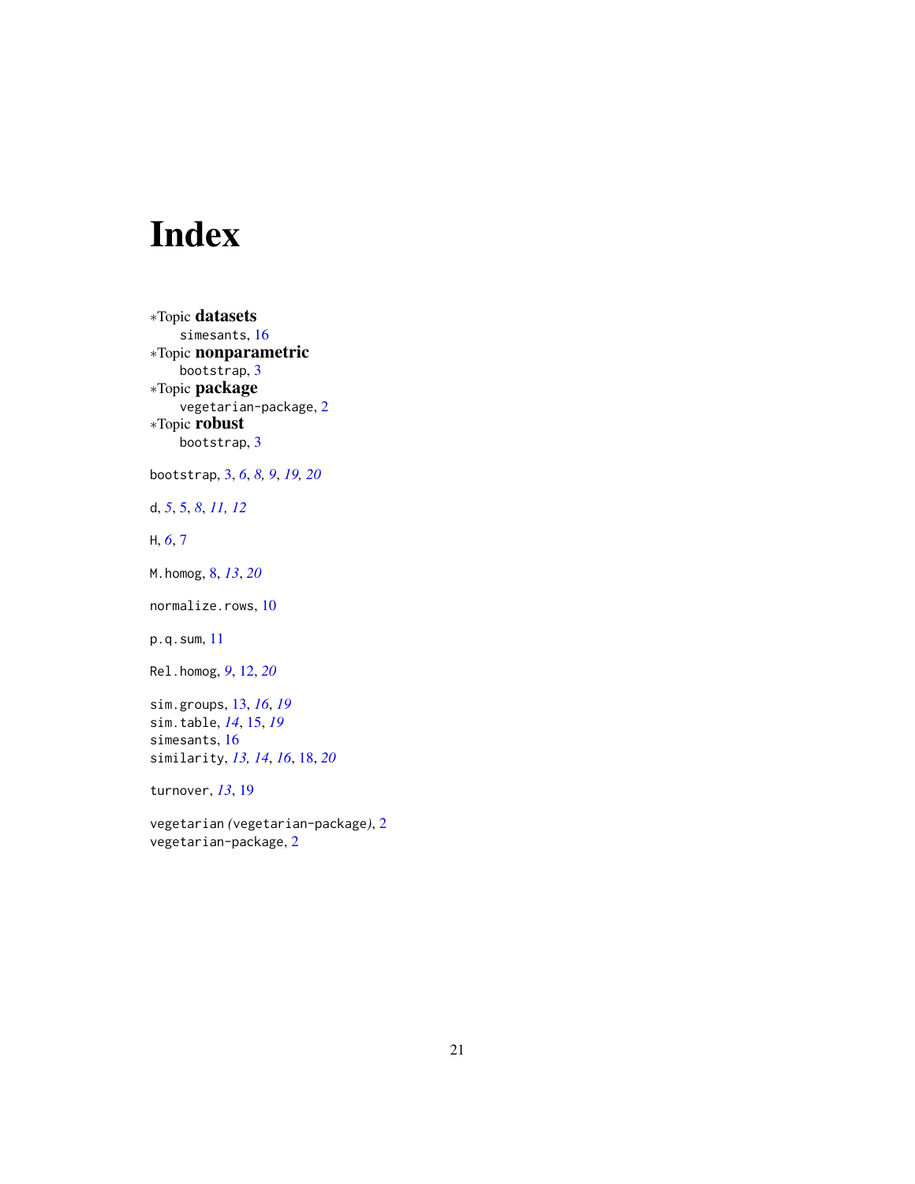# Index

*Topic **datasets**
  simesants, 16
*Topic **nonparametric**
  bootstrap, 3
*Topic **package**
  vegetarian-package, 2
*Topic **robust**
  bootstrap, 3

bootstrap, 3, *6*, *8*, *9*, *19*, *20*

d, *5*, 5, *8*, *11*, *12*

H, *6*, 7

M.homog, 8, *13*, *20*

normalize.rows, 10

p.q.sum, 11

Rel.homog, *9*, 12, *20*

sim.groups, 13, *16*, *19*
sim.table, *14*, 15, *19*
simesants, 16
similarity, *13*, *14*, *16*, 18, *20*

turnover, *13*, 19

vegetarian *(*vegetarian-package*)*, 2
vegetarian-package, 2